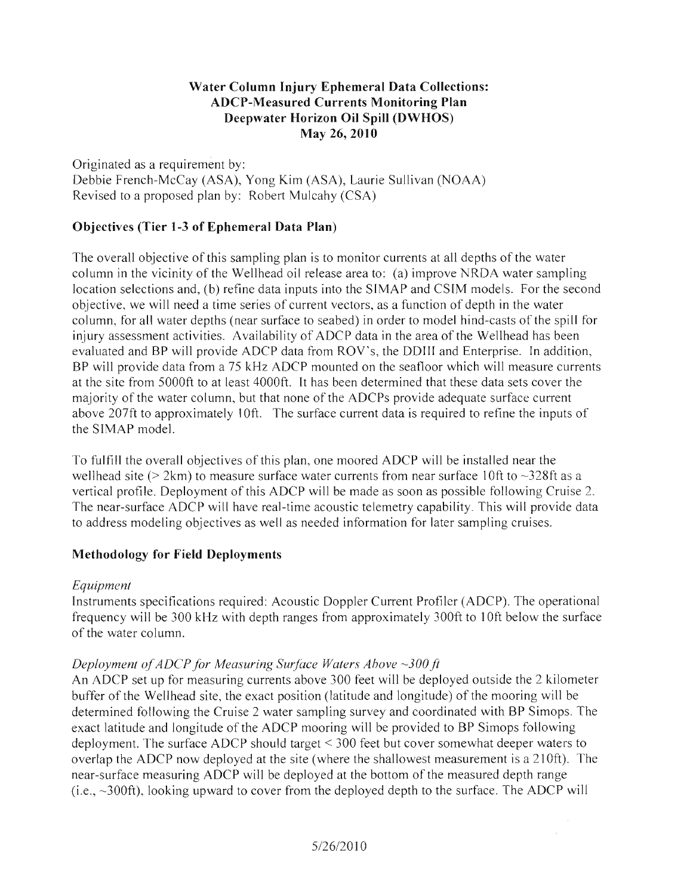# Water Column Injury Ephemeral Data Collections: ADCP-Measured Currents Monitoring Plan Deepwater Horizon Oil Spill (DWHOS) May 26, 2010

Originated as a requirement by:
Debbie French-McCay (ASA), Yong Kim (ASA), Laurie Sullivan (NOAA)
Revised to a proposed plan by: Robert Mulcahy (CSA)

## Objectives (Tier 1-3 of Ephemeral Data Plan)

The overall objective of this sampling plan is to monitor currents at all depths of the water column in the vicinity of the Wellhead oil release area to: (a) improve NRDA water sampling location selections and, (b) refine data inputs into the SIMAP and CSIM models. For the second objective, we will need a time series of current vectors, as a function of depth in the water column, for all water depths (near surface to seabed) in order to model hind-casts of the spill for injury assessment activities. Availability of ADCP data in the area of the Wellhead has been evaluated and BP will provide ADCP data from ROV's, the DDIII and Enterprise. In addition, BP will provide data from a 75 kHz ADCP mounted on the seafloor which will measure currents at the site from 5000ft to at least 4000ft. It has been determined that these data sets cover the majority of the water column, but that none of the ADCPs provide adequate surface current above 207ft to approximately 10ft. The surface current data is required to refine the inputs of the SIMAP model.

To fulfill the overall objectives of this plan, one moored ADCP will be installed near the wellhead site (> 2km) to measure surface water currents from near surface 10ft to ~328ft as a vertical profile. Deployment of this ADCP will be made as soon as possible following Cruise 2. The near-surface ADCP will have real-time acoustic telemetry capability. This will provide data to address modeling objectives as well as needed information for later sampling cruises.

## Methodology for Field Deployments

*Equipment*

Instruments specifications required: Acoustic Doppler Current Profiler (ADCP). The operational frequency will be 300 kHz with depth ranges from approximately 300ft to 10ft below the surface of the water column.

*Deployment of ADCP for Measuring Surface Waters Above ~300 ft*

An ADCP set up for measuring currents above 300 feet will be deployed outside the 2 kilometer buffer of the Wellhead site, the exact position (latitude and longitude) of the mooring will be determined following the Cruise 2 water sampling survey and coordinated with BP Simops. The exact latitude and longitude of the ADCP mooring will be provided to BP Simops following deployment. The surface ADCP should target < 300 feet but cover somewhat deeper waters to overlap the ADCP now deployed at the site (where the shallowest measurement is a 210ft). The near-surface measuring ADCP will be deployed at the bottom of the measured depth range (i.e., ~300ft), looking upward to cover from the deployed depth to the surface. The ADCP will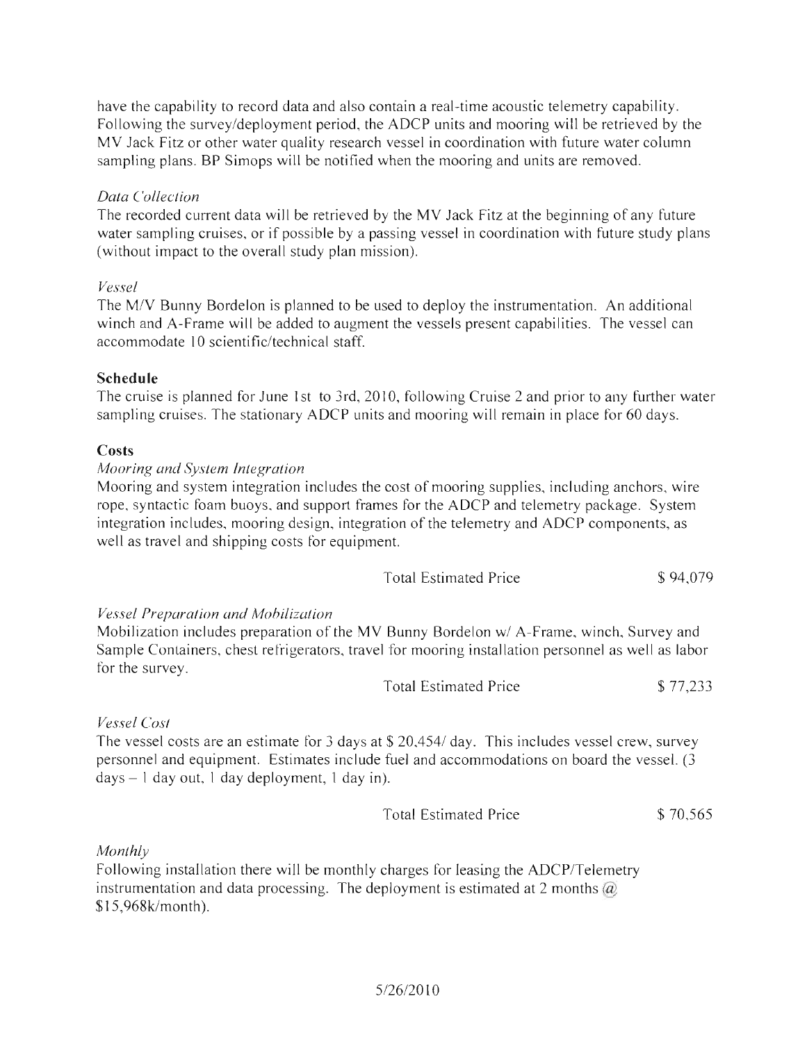have the capability to record data and also contain a real-time acoustic telemetry capability. Following the survey/deployment period, the ADCP units and mooring will be retrieved by the MV Jack Fitz or other water quality research vessel in coordination with future water column sampling plans. BP Simops will be notified when the mooring and units are removed.

*Data Collection*

The recorded current data will be retrieved by the MV Jack Fitz at the beginning of any future water sampling cruises, or if possible by a passing vessel in coordination with future study plans (without impact to the overall study plan mission).

*Vessel*

The M/V Bunny Bordelon is planned to be used to deploy the instrumentation. An additional winch and A-Frame will be added to augment the vessels present capabilities. The vessel can accommodate 10 scientific/technical staff.

**Schedule**

The cruise is planned for June 1st to 3rd, 2010, following Cruise 2 and prior to any further water sampling cruises. The stationary ADCP units and mooring will remain in place for 60 days.

**Costs**

*Mooring and System Integration*

Mooring and system integration includes the cost of mooring supplies, including anchors, wire rope, syntactic foam buoys, and support frames for the ADCP and telemetry package. System integration includes, mooring design, integration of the telemetry and ADCP components, as well as travel and shipping costs for equipment.

Total Estimated Price $ 94,079

*Vessel Preparation and Mobilization*

Mobilization includes preparation of the MV Bunny Bordelon w/ A-Frame, winch, Survey and Sample Containers, chest refrigerators, travel for mooring installation personnel as well as labor for the survey.

Total Estimated Price $ 77,233

*Vessel Cost*

The vessel costs are an estimate for 3 days at $ 20,454/ day. This includes vessel crew, survey personnel and equipment. Estimates include fuel and accommodations on board the vessel. (3 days – 1 day out, 1 day deployment, 1 day in).

Total Estimated Price $ 70,565

*Monthly*

Following installation there will be monthly charges for leasing the ADCP/Telemetry instrumentation and data processing. The deployment is estimated at 2 months @ $15,968k/month).

5/26/2010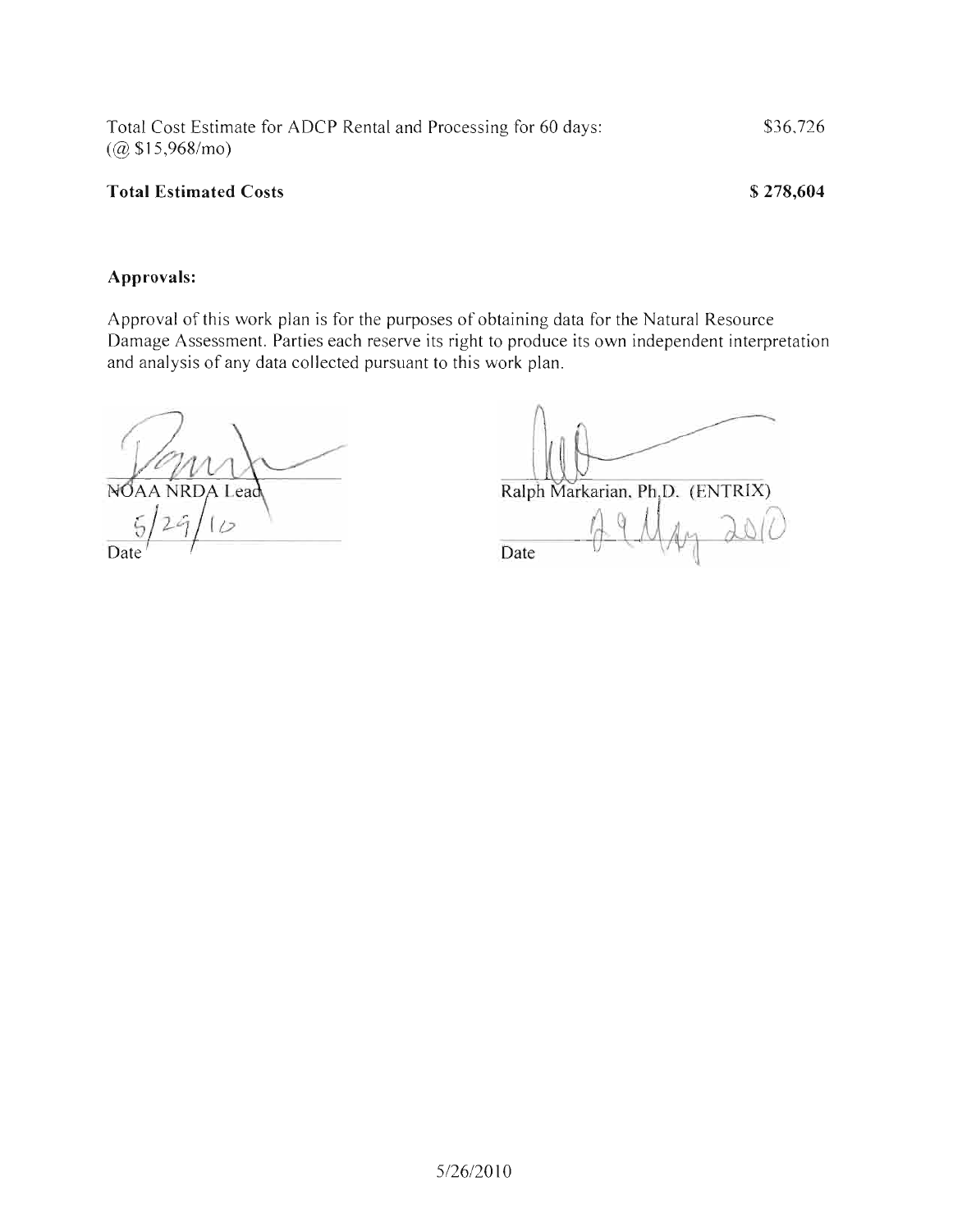Total Cost Estimate for ADCP Rental and Processing for 60 days: $36,726
(@ $15,968/mo)

**Total Estimated Costs** **$ 278,604**

**Approvals:**

Approval of this work plan is for the purposes of obtaining data for the Natural Resource Damage Assessment. Parties each reserve its right to produce its own independent interpretation and analysis of any data collected pursuant to this work plan.

NOAA NRDA Lead

5/29/10

Date

Ralph Markarian, Ph.D. (ENTRIX)

29 May 2010

Date

5/26/2010